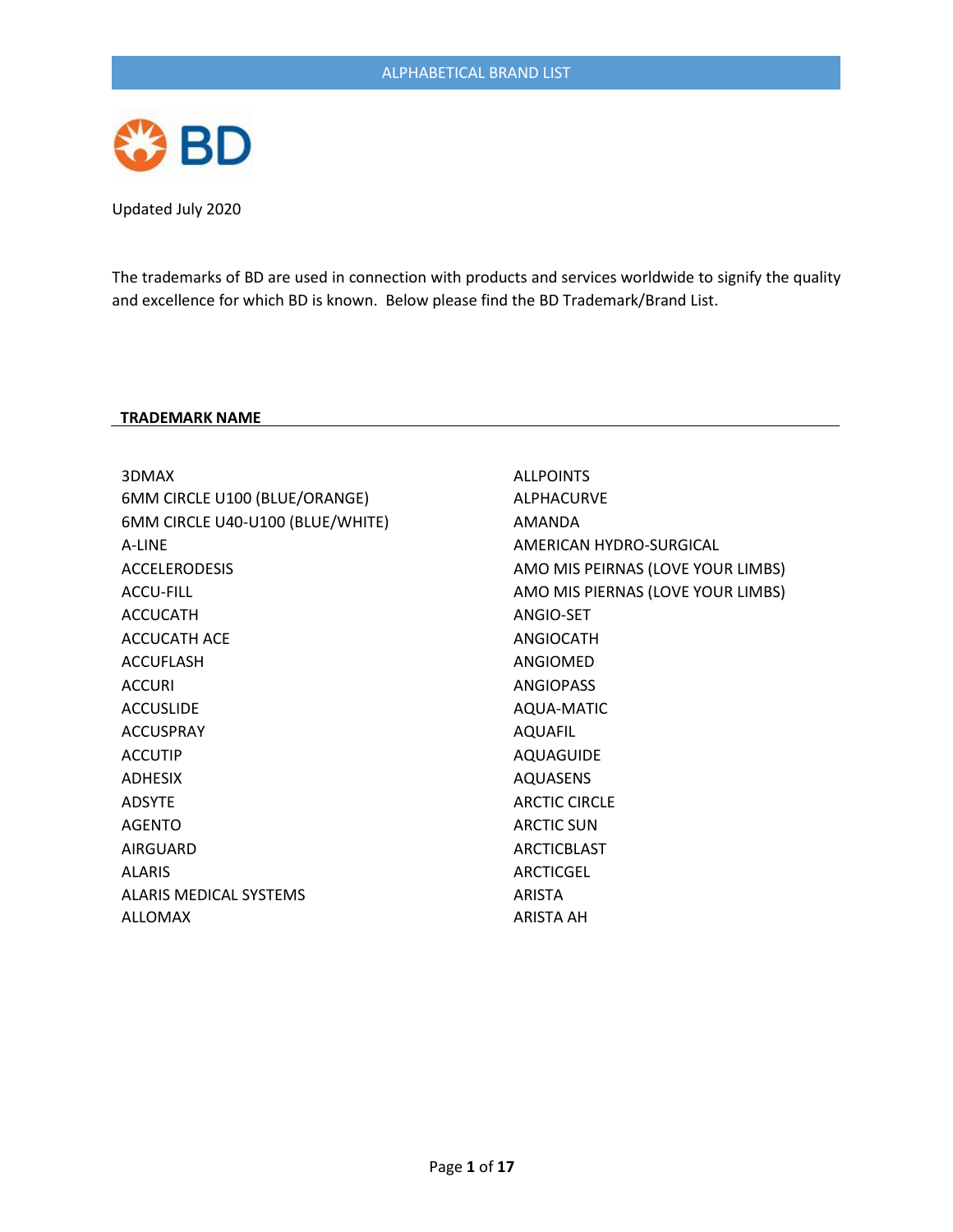# ALPHABETICAL BRAND LIST

BD

Updated July 2020

The trademarks of BD are used in connection with products and services worldwide to signify the quality and excellence for which BD is known. Below please find the BD Trademark/Brand List.

**TRADEMARK NAME**

3DMAX
6MM CIRCLE U100 (BLUE/ORANGE)
6MM CIRCLE U40-U100 (BLUE/WHITE)
A-LINE
ACCELERODESIS
ACCU-FILL
ACCUCATH
ACCUCATH ACE
ACCUFLASH
ACCURI
ACCUSLIDE
ACCUSPRAY
ACCUTIP
ADHESIX
ADSYTE
AGENTO
AIRGUARD
ALARIS
ALARIS MEDICAL SYSTEMS
ALLOMAX
ALLPOINTS
ALPHACURVE
AMANDA
AMERICAN HYDRO-SURGICAL
AMO MIS PEIRNAS (LOVE YOUR LIMBS)
AMO MIS PIERNAS (LOVE YOUR LIMBS)
ANGIO-SET
ANGIOCATH
ANGIOMED
ANGIOPASS
AQUA-MATIC
AQUAFIL
AQUAGUIDE
AQUASENS
ARCTIC CIRCLE
ARCTIC SUN
ARCTICBLAST
ARCTICGEL
ARISTA
ARISTA AH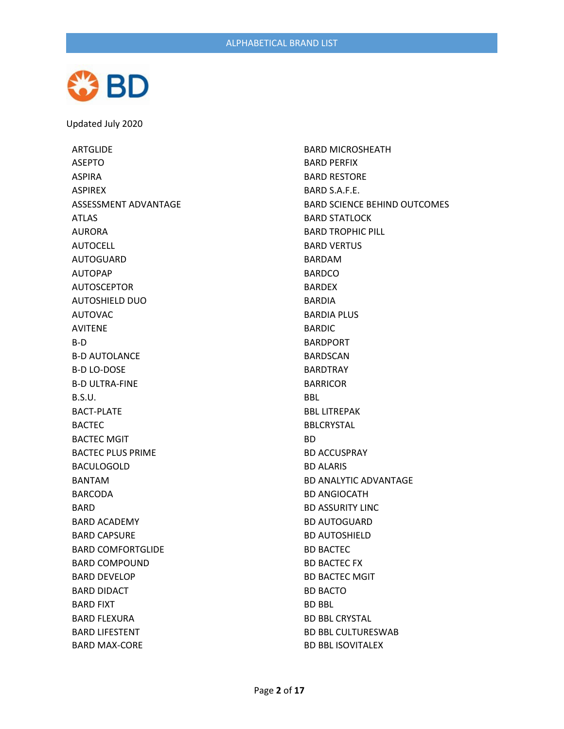Updated July 2020

ARTGLIDE
ASEPTO
ASPIRA
ASPIREX
ASSESSMENT ADVANTAGE
ATLAS
AURORA
AUTOCELL
AUTOGUARD
AUTOPAP
AUTOSCEPTOR
AUTOSHIELD DUO
AUTOVAC
AVITENE
B-D
B-D AUTOLANCE
B-D LO-DOSE
B-D ULTRA-FINE
B.S.U.
BACT-PLATE
BACTEC
BACTEC MGIT
BACTEC PLUS PRIME
BACULOGOLD
BANTAM
BARCODA
BARD
BARD ACADEMY
BARD CAPSURE
BARD COMFORTGLIDE
BARD COMPOUND
BARD DEVELOP
BARD DIDACT
BARD FIXT
BARD FLEXURA
BARD LIFESTENT
BARD MAX-CORE
BARD MICROSHEATH
BARD PERFIX
BARD RESTORE
BARD S.A.F.E.
BARD SCIENCE BEHIND OUTCOMES
BARD STATLOCK
BARD TROPHIC PILL
BARD VERTUS
BARDAM
BARDCO
BARDEX
BARDIA
BARDIA PLUS
BARDIC
BARDPORT
BARDSCAN
BARDTRAY
BARRICOR
BBL
BBL LITREPAK
BBLCRYSTAL
BD
BD ACCUSPRAY
BD ALARIS
BD ANALYTIC ADVANTAGE
BD ANGIOCATH
BD ASSURITY LINC
BD AUTOGUARD
BD AUTOSHIELD
BD BACTEC
BD BACTEC FX
BD BACTEC MGIT
BD BACTO
BD BBL
BD BBL CRYSTAL
BD BBL CULTURESWAB
BD BBL ISOVITALEX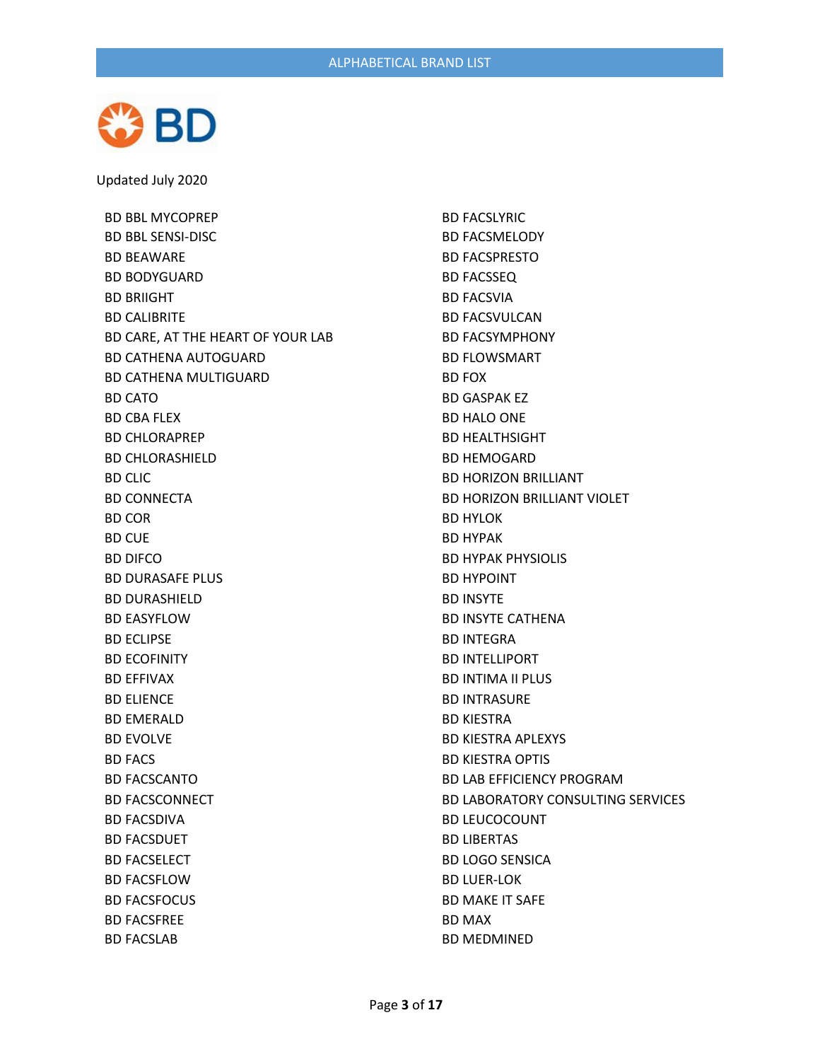Updated July 2020

- BD BBL MYCOPREP
- BD BBL SENSI-DISC
- BD BEAWARE
- BD BODYGUARD
- BD BRIIGHT
- BD CALIBRITE
- BD CARE, AT THE HEART OF YOUR LAB
- BD CATHENA AUTOGUARD
- BD CATHENA MULTIGUARD
- BD CATO
- BD CBA FLEX
- BD CHLORAPREP
- BD CHLORASHIELD
- BD CLIC
- BD CONNECTA
- BD COR
- BD CUE
- BD DIFCO
- BD DURASAFE PLUS
- BD DURASHIELD
- BD EASYFLOW
- BD ECLIPSE
- BD ECOFINITY
- BD EFFIVAX
- BD ELIENCE
- BD EMERALD
- BD EVOLVE
- BD FACS
- BD FACSCANTO
- BD FACSCONNECT
- BD FACSDIVA
- BD FACSDUET
- BD FACSELECT
- BD FACSFLOW
- BD FACSFOCUS
- BD FACSFREE
- BD FACSLAB
- BD FACSLYRIC
- BD FACSMELODY
- BD FACSPRESTO
- BD FACSSEQ
- BD FACSVIA
- BD FACSVULCAN
- BD FACSYMPHONY
- BD FLOWSMART
- BD FOX
- BD GASPAK EZ
- BD HALO ONE
- BD HEALTHSIGHT
- BD HEMOGARD
- BD HORIZON BRILLIANT
- BD HORIZON BRILLIANT VIOLET
- BD HYLOK
- BD HYPAK
- BD HYPAK PHYSIOLIS
- BD HYPOINT
- BD INSYTE
- BD INSYTE CATHENA
- BD INTEGRA
- BD INTELLIPORT
- BD INTIMA II PLUS
- BD INTRASURE
- BD KIESTRA
- BD KIESTRA APLEXYS
- BD KIESTRA OPTIS
- BD LAB EFFICIENCY PROGRAM
- BD LABORATORY CONSULTING SERVICES
- BD LEUCOCOUNT
- BD LIBERTAS
- BD LOGO SENSICA
- BD LUER-LOK
- BD MAKE IT SAFE
- BD MAX
- BD MEDMINED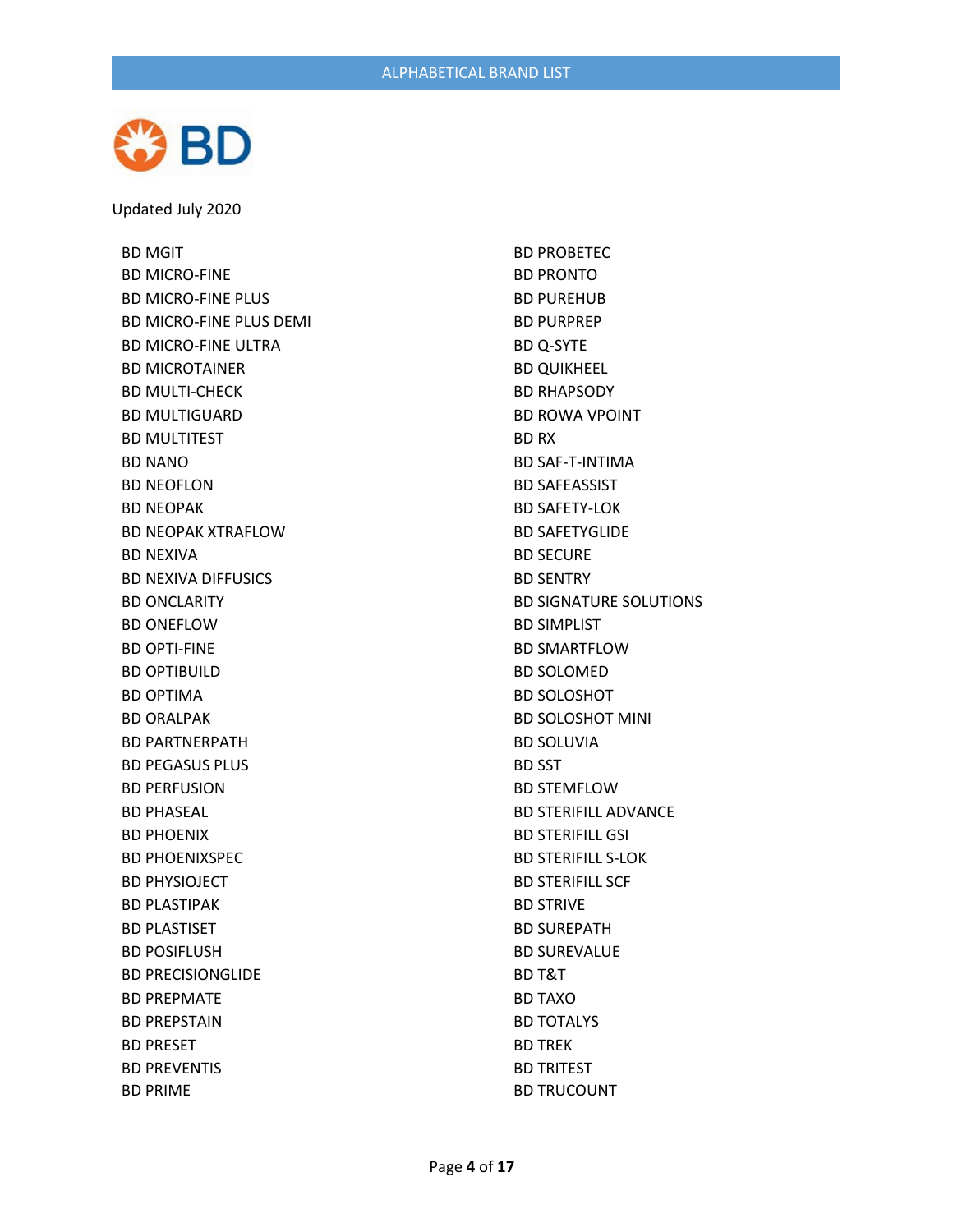Updated July 2020

- BD MGIT
- BD MICRO-FINE
- BD MICRO-FINE PLUS
- BD MICRO-FINE PLUS DEMI
- BD MICRO-FINE ULTRA
- BD MICROTAINER
- BD MULTI-CHECK
- BD MULTIGUARD
- BD MULTITEST
- BD NANO
- BD NEOFLON
- BD NEOPAK
- BD NEOPAK XTRAFLOW
- BD NEXIVA
- BD NEXIVA DIFFUSICS
- BD ONCLARITY
- BD ONEFLOW
- BD OPTI-FINE
- BD OPTIBUILD
- BD OPTIMA
- BD ORALPAK
- BD PARTNERPATH
- BD PEGASUS PLUS
- BD PERFUSION
- BD PHASEAL
- BD PHOENIX
- BD PHOENIXSPEC
- BD PHYSIOJECT
- BD PLASTIPAK
- BD PLASTISET
- BD POSIFLUSH
- BD PRECISIONGLIDE
- BD PREPMATE
- BD PREPSTAIN
- BD PRESET
- BD PREVENTIS
- BD PRIME
- BD PROBETEC
- BD PRONTO
- BD PUREHUB
- BD PURPREP
- BD Q-SYTE
- BD QUIKHEEL
- BD RHAPSODY
- BD ROWA VPOINT
- BD RX
- BD SAF-T-INTIMA
- BD SAFEASSIST
- BD SAFETY-LOK
- BD SAFETYGLIDE
- BD SECURE
- BD SENTRY
- BD SIGNATURE SOLUTIONS
- BD SIMPLIST
- BD SMARTFLOW
- BD SOLOMED
- BD SOLOSHOT
- BD SOLOSHOT MINI
- BD SOLUVIA
- BD SST
- BD STEMFLOW
- BD STERIFILL ADVANCE
- BD STERIFILL GSI
- BD STERIFILL S-LOK
- BD STERIFILL SCF
- BD STRIVE
- BD SUREPATH
- BD SUREVALUE
- BD T&T
- BD TAXO
- BD TOTALYS
- BD TREK
- BD TRITEST
- BD TRUCOUNT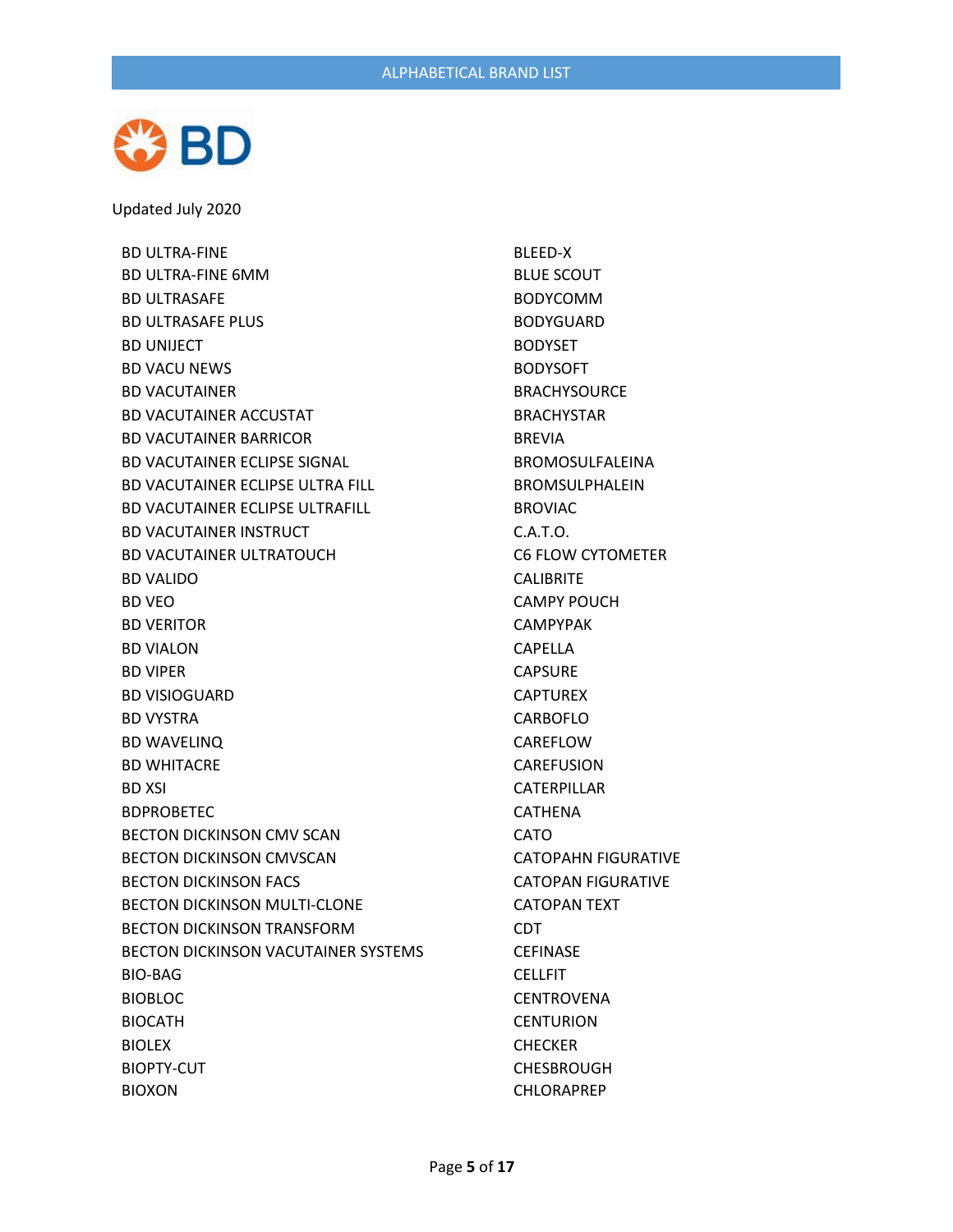Updated July 2020

BD ULTRA-FINE
BD ULTRA-FINE 6MM
BD ULTRASAFE
BD ULTRASAFE PLUS
BD UNIJECT
BD VACU NEWS
BD VACUTAINER
BD VACUTAINER ACCUSTAT
BD VACUTAINER BARRICOR
BD VACUTAINER ECLIPSE SIGNAL
BD VACUTAINER ECLIPSE ULTRA FILL
BD VACUTAINER ECLIPSE ULTRAFILL
BD VACUTAINER INSTRUCT
BD VACUTAINER ULTRATOUCH
BD VALIDO
BD VEO
BD VERITOR
BD VIALON
BD VIPER
BD VISIOGUARD
BD VYSTRA
BD WAVELINQ
BD WHITACRE
BD XSI
BDPROBETEC
BECTON DICKINSON CMV SCAN
BECTON DICKINSON CMVSCAN
BECTON DICKINSON FACS
BECTON DICKINSON MULTI-CLONE
BECTON DICKINSON TRANSFORM
BECTON DICKINSON VACUTAINER SYSTEMS
BIO-BAG
BIOBLOC
BIOCATH
BIOLEX
BIOPTY-CUT
BIOXON
BLEED-X
BLUE SCOUT
BODYCOMM
BODYGUARD
BODYSET
BODYSOFT
BRACHYSOURCE
BRACHYSTAR
BREVIA
BROMOSULFALEINA
BROMSULPHALEIN
BROVIAC
C.A.T.O.
C6 FLOW CYTOMETER
CALIBRITE
CAMPY POUCH
CAMPYPAK
CAPELLA
CAPSURE
CAPTUREX
CARBOFLO
CAREFLOW
CAREFUSION
CATERPILLAR
CATHENA
CATO
CATOPAHN FIGURATIVE
CATOPAN FIGURATIVE
CATOPAN TEXT
CDT
CEFINASE
CELLFIT
CENTROVENA
CENTURION
CHECKER
CHESBROUGH
CHLORAPREP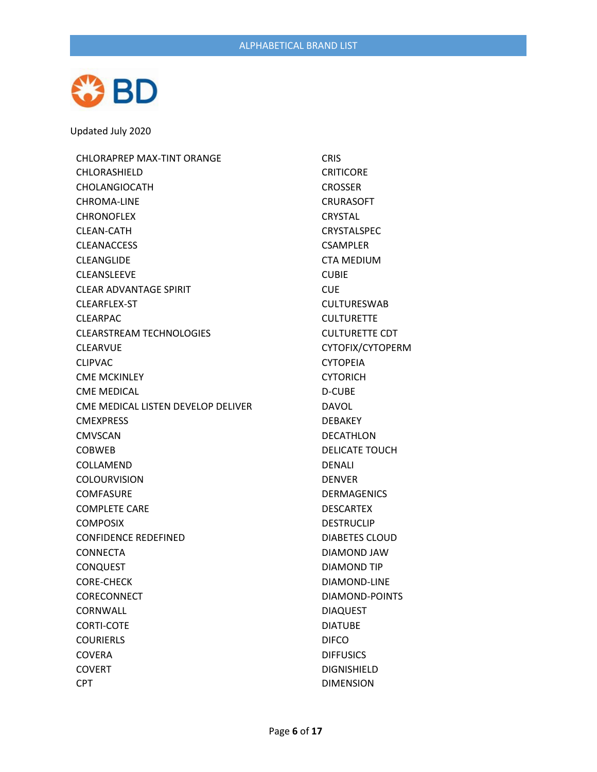Updated July 2020

CHLORAPREP MAX-TINT ORANGE
CHLORASHIELD
CHOLANGIOCATH
CHROMA-LINE
CHRONOFLEX
CLEAN-CATH
CLEANACCESS
CLEANGLIDE
CLEANSLEEVE
CLEAR ADVANTAGE SPIRIT
CLEARFLEX-ST
CLEARPAC
CLEARSTREAM TECHNOLOGIES
CLEARVUE
CLIPVAC
CME MCKINLEY
CME MEDICAL
CME MEDICAL LISTEN DEVELOP DELIVER
CMEXPRESS
CMVSCAN
COBWEB
COLLAMEND
COLOURVISION
COMFASURE
COMPLETE CARE
COMPOSIX
CONFIDENCE REDEFINED
CONNECTA
CONQUEST
CORE-CHECK
CORECONNECT
CORNWALL
CORTI-COTE
COURIERLS
COVERA
COVERT
CPT
CRIS
CRITICORE
CROSSER
CRURASOFT
CRYSTAL
CRYSTALSPEC
CSAMPLER
CTA MEDIUM
CUBIE
CUE
CULTURESWAB
CULTURETTE
CULTURETTE CDT
CYTOFIX/CYTOPERM
CYTOPEIA
CYTORICH
D-CUBE
DAVOL
DEBAKEY
DECATHLON
DELICATE TOUCH
DENALI
DENVER
DERMAGENICS
DESCARTEX
DESTRUCLIP
DIABETES CLOUD
DIAMOND JAW
DIAMOND TIP
DIAMOND-LINE
DIAMOND-POINTS
DIAQUEST
DIATUBE
DIFCO
DIFFUSICS
DIGNISHIELD
DIMENSION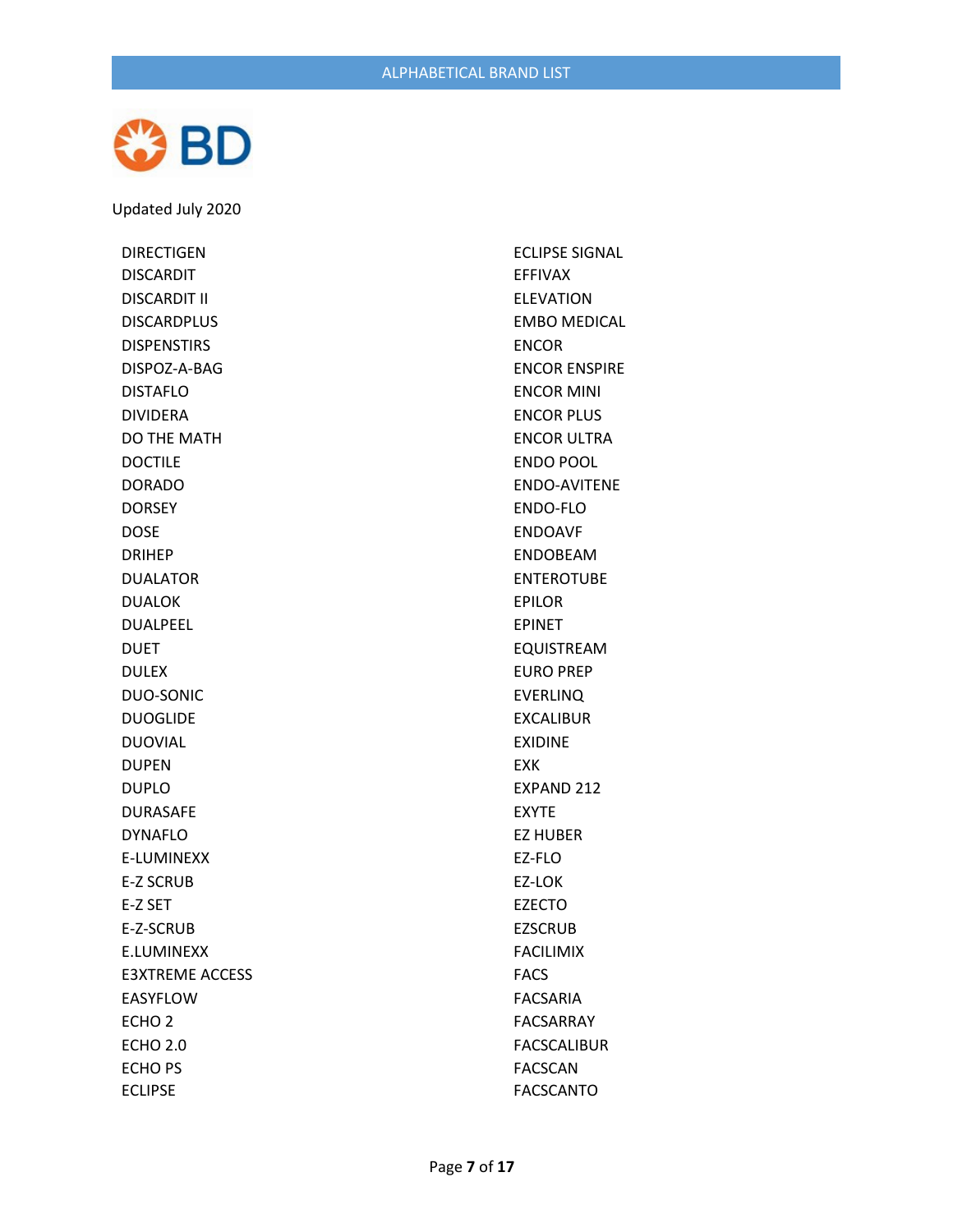Updated July 2020

DIRECTIGEN
DISCARDIT
DISCARDIT II
DISCARDPLUS
DISPENSTIRS
DISPOZ-A-BAG
DISTAFLO
DIVIDERA
DO THE MATH
DOCTILE
DORADO
DORSEY
DOSE
DRIHEP
DUALATOR
DUALOK
DUALPEEL
DUET
DULEX
DUO-SONIC
DUOGLIDE
DUOVIAL
DUPEN
DUPLO
DURASAFE
DYNAFLO
E-LUMINEXX
E-Z SCRUB
E-Z SET
E-Z-SCRUB
E.LUMINEXX
E3XTREME ACCESS
EASYFLOW
ECHO 2
ECHO 2.0
ECHO PS
ECLIPSE
ECLIPSE SIGNAL
EFFIVAX
ELEVATION
EMBO MEDICAL
ENCOR
ENCOR ENSPIRE
ENCOR MINI
ENCOR PLUS
ENCOR ULTRA
ENDO POOL
ENDO-AVITENE
ENDO-FLO
ENDOAVF
ENDOBEAM
ENTEROTUBE
EPILOR
EPINET
EQUISTREAM
EURO PREP
EVERLINQ
EXCALIBUR
EXIDINE
EXK
EXPAND 212
EXYTE
EZ HUBER
EZ-FLO
EZ-LOK
EZECTO
EZSCRUB
FACILIMIX
FACS
FACSARIA
FACSARRAY
FACSCALIBUR
FACSCAN
FACSCANTO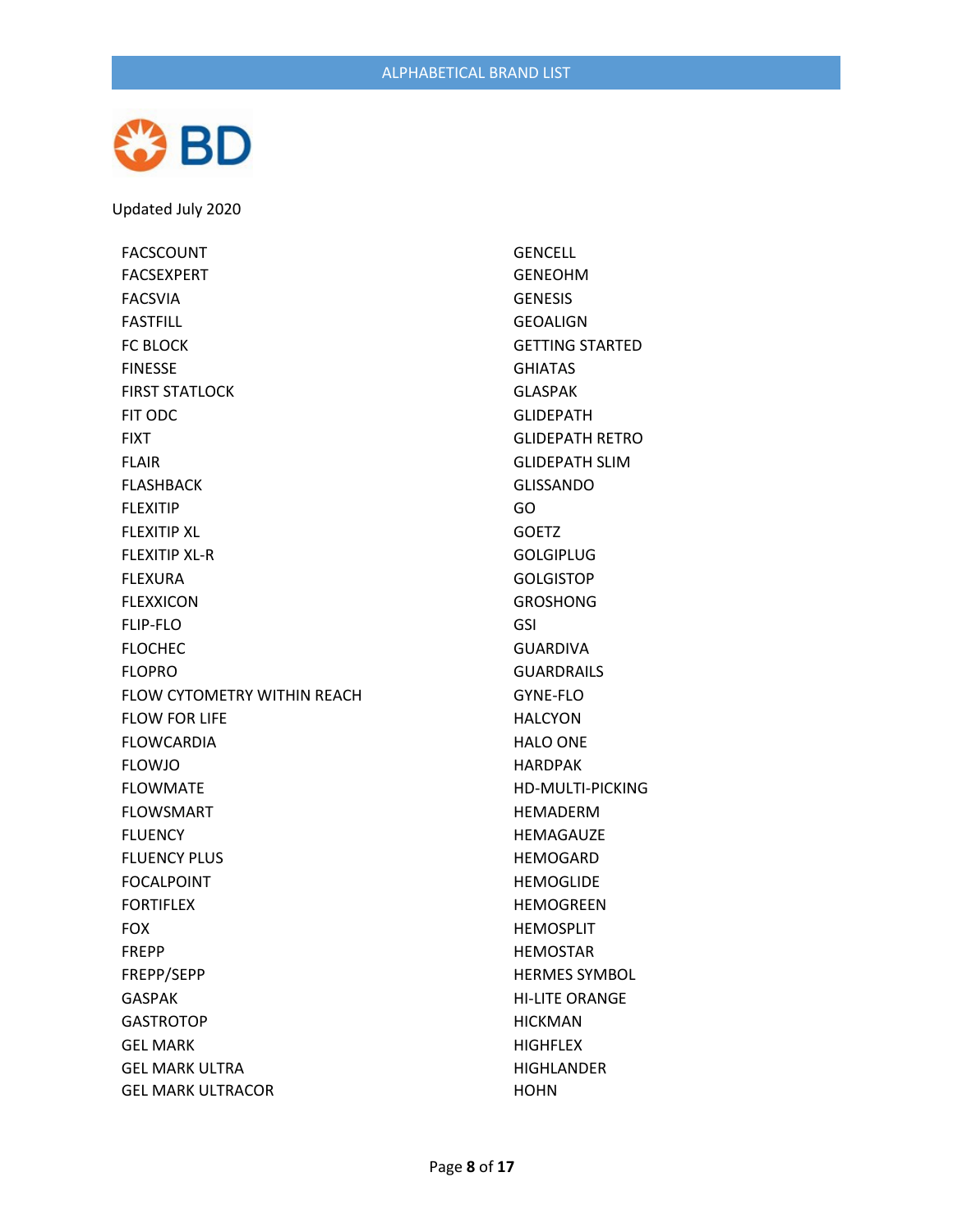Updated July 2020

FACSCOUNT
FACSEXPERT
FACSVIA
FASTFILL
FC BLOCK
FINESSE
FIRST STATLOCK
FIT ODC
FIXT
FLAIR
FLASHBACK
FLEXITIP
FLEXITIP XL
FLEXITIP XL-R
FLEXURA
FLEXXICON
FLIP-FLO
FLOCHEC
FLOPRO
FLOW CYTOMETRY WITHIN REACH
FLOW FOR LIFE
FLOWCARDIA
FLOWJO
FLOWMATE
FLOWSMART
FLUENCY
FLUENCY PLUS
FOCALPOINT
FORTIFLEX
FOX
FREPP
FREPP/SEPP
GASPAK
GASTROTOP
GEL MARK
GEL MARK ULTRA
GEL MARK ULTRACOR
GENCELL
GENEOHM
GENESIS
GEOALIGN
GETTING STARTED
GHIATAS
GLASPAK
GLIDEPATH
GLIDEPATH RETRO
GLIDEPATH SLIM
GLISSANDO
GO
GOETZ
GOLGIPLUG
GOLGISTOP
GROSHONG
GSI
GUARDIVA
GUARDRAILS
GYNE-FLO
HALCYON
HALO ONE
HARDPAK
HD-MULTI-PICKING
HEMADERM
HEMAGAUZE
HEMOGARD
HEMOGLIDE
HEMOGREEN
HEMOSPLIT
HEMOSTAR
HERMES SYMBOL
HI-LITE ORANGE
HICKMAN
HIGHFLEX
HIGHLANDER
HOHN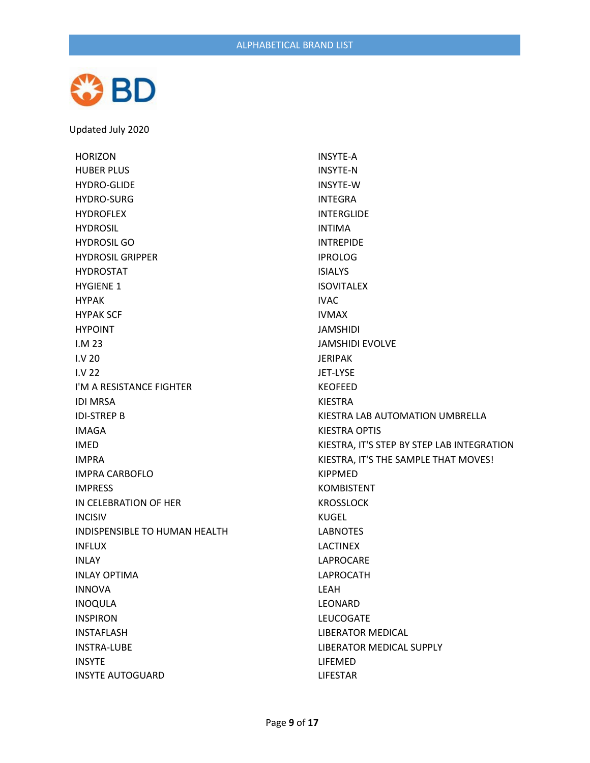Updated July 2020

HORIZON
HUBER PLUS
HYDRO-GLIDE
HYDRO-SURG
HYDROFLEX
HYDROSIL
HYDROSIL GO
HYDROSIL GRIPPER
HYDROSTAT
HYGIENE 1
HYPAK
HYPAK SCF
HYPOINT
I.M 23
I.V 20
I.V 22
I'M A RESISTANCE FIGHTER
IDI MRSA
IDI-STREP B
IMAGA
IMED
IMPRA
IMPRA CARBOFLO
IMPRESS
IN CELEBRATION OF HER
INCISIV
INDISPENSIBLE TO HUMAN HEALTH
INFLUX
INLAY
INLAY OPTIMA
INNOVA
INOQULA
INSPIRON
INSTAFLASH
INSTRA-LUBE
INSYTE
INSYTE AUTOGUARD
INSYTE-A
INSYTE-N
INSYTE-W
INTEGRA
INTERGLIDE
INTIMA
INTREPIDE
IPROLOG
ISIALYS
ISOVITALEX
IVAC
IVMAX
JAMSHIDI
JAMSHIDI EVOLVE
JERIPAK
JET-LYSE
KEOFEED
KIESTRA
KIESTRA LAB AUTOMATION UMBRELLA
KIESTRA OPTIS
KIESTRA, IT'S STEP BY STEP LAB INTEGRATION
KIESTRA, IT'S THE SAMPLE THAT MOVES!
KIPPMED
KOMBISTENT
KROSSLOCK
KUGEL
LABNOTES
LACTINEX
LAPROCARE
LAPROCATH
LEAH
LEONARD
LEUCOGATE
LIBERATOR MEDICAL
LIBERATOR MEDICAL SUPPLY
LIFEMED
LIFESTAR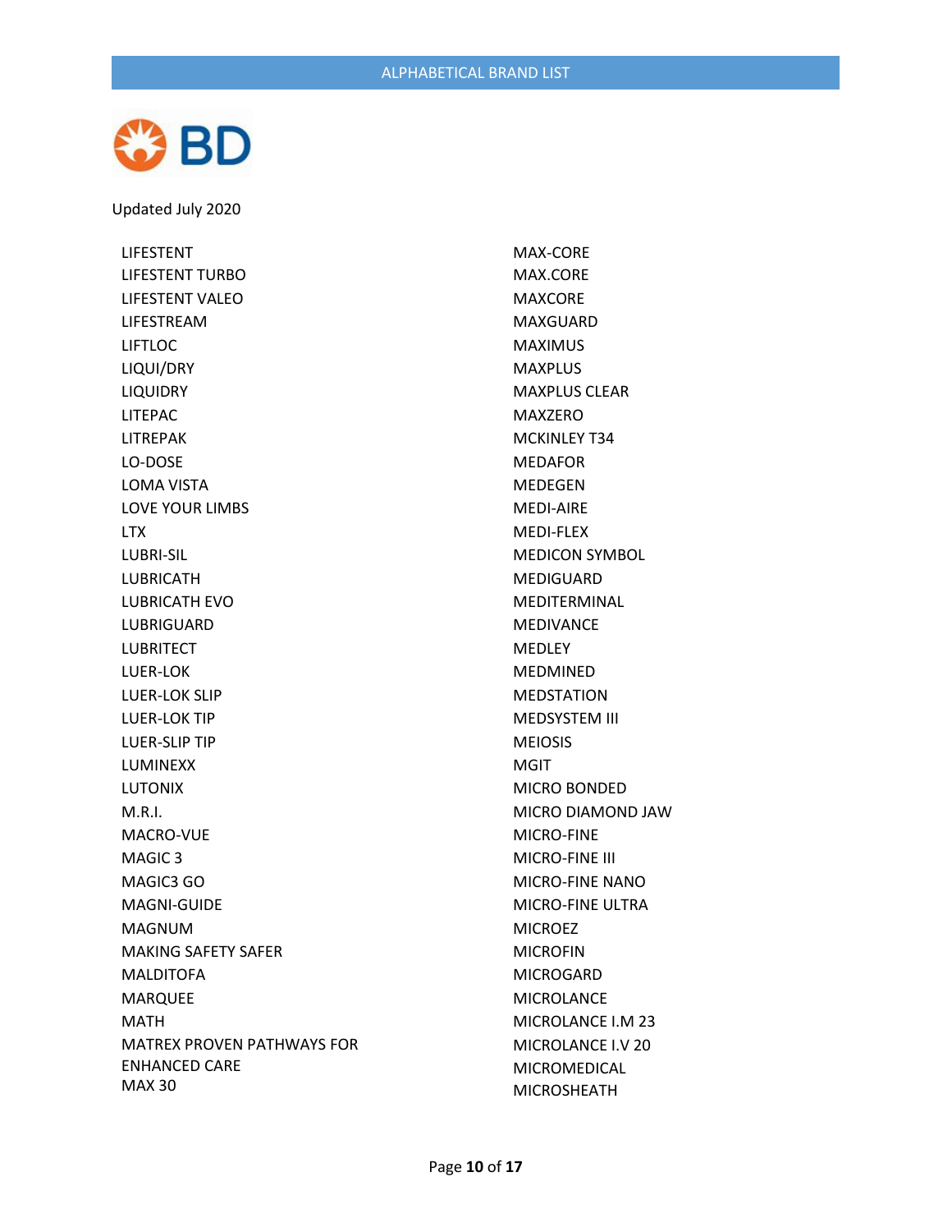Updated July 2020

LIFESTENT
LIFESTENT TURBO
LIFESTENT VALEO
LIFESTREAM
LIFTLOC
LIQUI/DRY
LIQUIDRY
LITEPAC
LITREPAK
LO-DOSE
LOMA VISTA
LOVE YOUR LIMBS
LTX
LUBRI-SIL
LUBRICATH
LUBRICATH EVO
LUBRIGUARD
LUBRITECT
LUER-LOK
LUER-LOK SLIP
LUER-LOK TIP
LUER-SLIP TIP
LUMINEXX
LUTONIX
M.R.I.
MACRO-VUE
MAGIC 3
MAGIC3 GO
MAGNI-GUIDE
MAGNUM
MAKING SAFETY SAFER
MALDITOFA
MARQUEE
MATH
MATREX PROVEN PATHWAYS FOR ENHANCED CARE
MAX 30
MAX-CORE
MAX.CORE
MAXCORE
MAXGUARD
MAXIMUS
MAXPLUS
MAXPLUS CLEAR
MAXZERO
MCKINLEY T34
MEDAFOR
MEDEGEN
MEDI-AIRE
MEDI-FLEX
MEDICON SYMBOL
MEDIGUARD
MEDITERMINAL
MEDIVANCE
MEDLEY
MEDMINED
MEDSTATION
MEDSYSTEM III
MEIOSIS
MGIT
MICRO BONDED
MICRO DIAMOND JAW
MICRO-FINE
MICRO-FINE III
MICRO-FINE NANO
MICRO-FINE ULTRA
MICROEZ
MICROFIN
MICROGARD
MICROLANCE
MICROLANCE I.M 23
MICROLANCE I.V 20
MICROMEDICAL
MICROSHEATH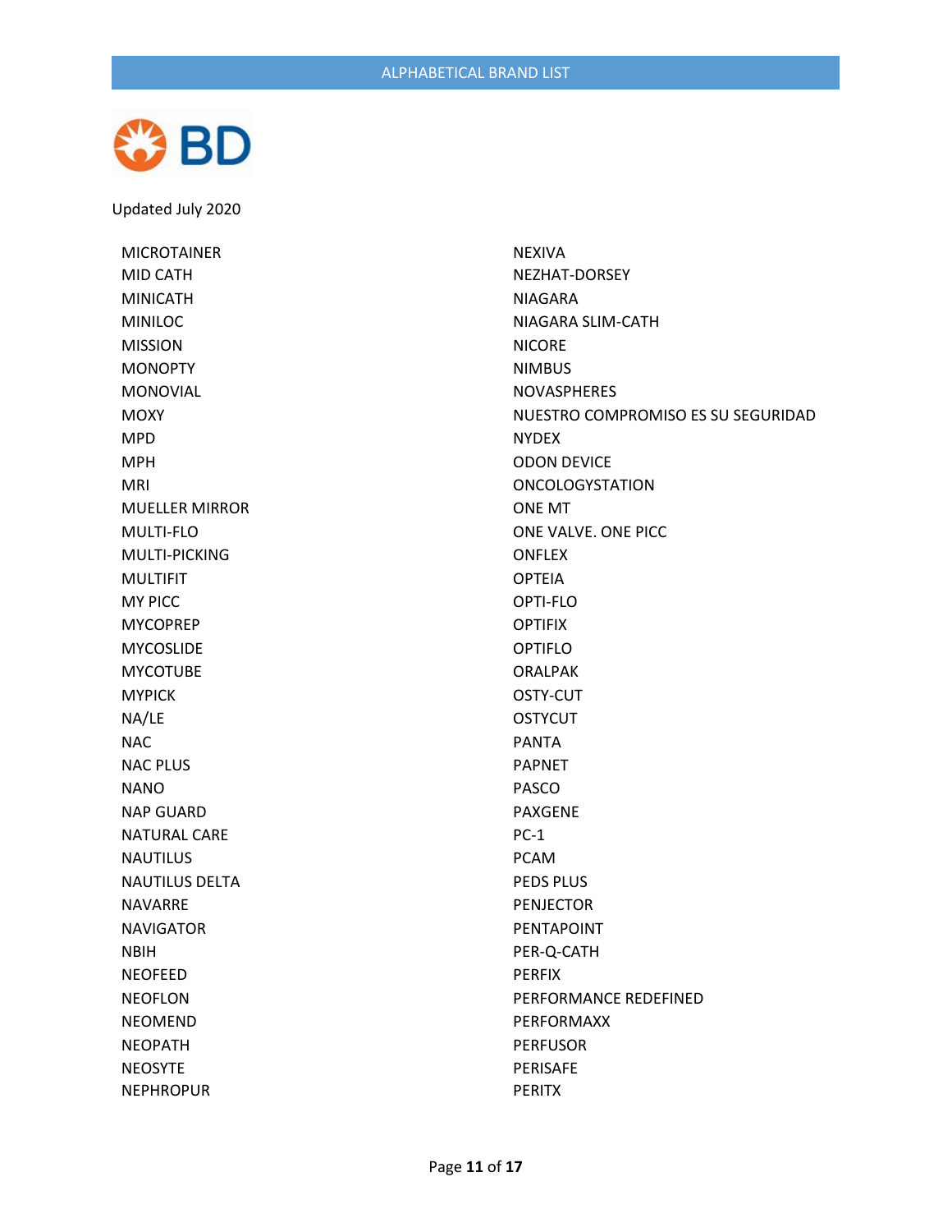Updated July 2020

MICROTAINER
MID CATH
MINICATH
MINILOC
MISSION
MONOPTY
MONOVIAL
MOXY
MPD
MPH
MRI
MUELLER MIRROR
MULTI-FLO
MULTI-PICKING
MULTIFIT
MY PICC
MYCOPREP
MYCOSLIDE
MYCOTUBE
MYPICK
NA/LE
NAC
NAC PLUS
NANO
NAP GUARD
NATURAL CARE
NAUTILUS
NAUTILUS DELTA
NAVARRE
NAVIGATOR
NBIH
NEOFEED
NEOFLON
NEOMEND
NEOPATH
NEOSYTE
NEPHROPUR
NEXIVA
NEZHAT-DORSEY
NIAGARA
NIAGARA SLIM-CATH
NICORE
NIMBUS
NOVASPHERES
NUESTRO COMPROMISO ES SU SEGURIDAD
NYDEX
ODON DEVICE
ONCOLOGYSTATION
ONE MT
ONE VALVE. ONE PICC
ONFLEX
OPTEIA
OPTI-FLO
OPTIFIX
OPTIFLO
ORALPAK
OSTY-CUT
OSTYCUT
PANTA
PAPNET
PASCO
PAXGENE
PC-1
PCAM
PEDS PLUS
PENJECTOR
PENTAPOINT
PER-Q-CATH
PERFIX
PERFORMANCE REDEFINED
PERFORMAXX
PERFUSOR
PERISAFE
PERITX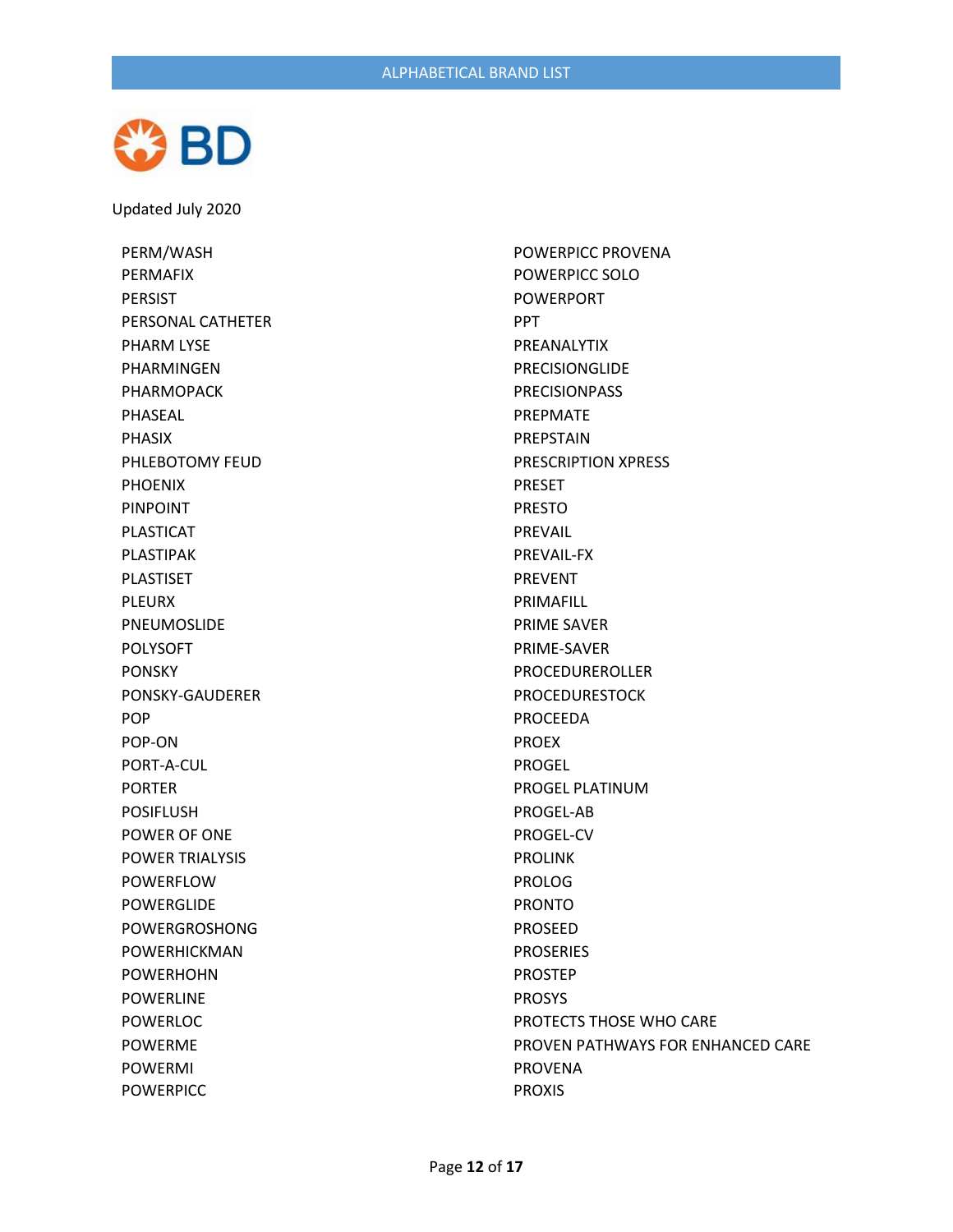Updated July 2020

PERM/WASH
PERMAFIX
PERSIST
PERSONAL CATHETER
PHARM LYSE
PHARMINGEN
PHARMOPACK
PHASEAL
PHASIX
PHLEBOTOMY FEUD
PHOENIX
PINPOINT
PLASTICAT
PLASTIPAK
PLASTISET
PLEURX
PNEUMOSLIDE
POLYSOFT
PONSKY
PONSKY-GAUDERER
POP
POP-ON
PORT-A-CUL
PORTER
POSIFLUSH
POWER OF ONE
POWER TRIALYSIS
POWERFLOW
POWERGLIDE
POWERGROSHONG
POWERHICKMAN
POWERHOHN
POWERLINE
POWERLOC
POWERME
POWERMI
POWERPICC
POWERPICC PROVENA
POWERPICC SOLO
POWERPORT
PPT
PREANALYTIX
PRECISIONGLIDE
PRECISIONPASS
PREPMATE
PREPSTAIN
PRESCRIPTION XPRESS
PRESET
PRESTO
PREVAIL
PREVAIL-FX
PREVENT
PRIMAFILL
PRIME SAVER
PRIME-SAVER
PROCEDUREROLLER
PROCEDURESTOCK
PROCEEDA
PROEX
PROGEL
PROGEL PLATINUM
PROGEL-AB
PROGEL-CV
PROLINK
PROLOG
PRONTO
PROSEED
PROSERIES
PROSTEP
PROSYS
PROTECTS THOSE WHO CARE
PROVEN PATHWAYS FOR ENHANCED CARE
PROVENA
PROXIS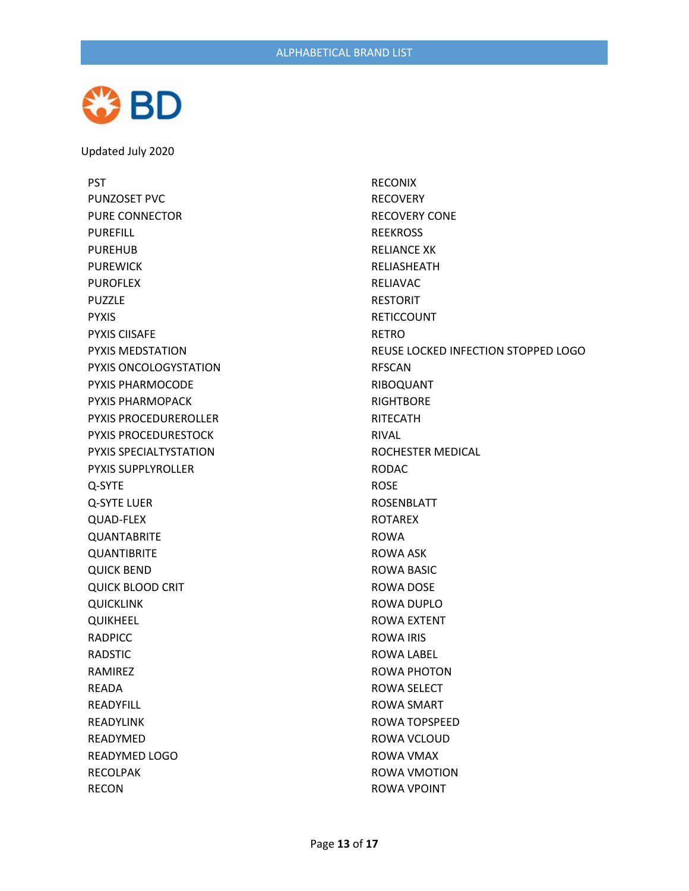Updated July 2020

PST
PUNZOSET PVC
PURE CONNECTOR
PUREFILL
PUREHUB
PUREWICK
PUROFLEX
PUZZLE
PYXIS
PYXIS CIISAFE
PYXIS MEDSTATION
PYXIS ONCOLOGYSTATION
PYXIS PHARMOCODE
PYXIS PHARMOPACK
PYXIS PROCEDUREROLLER
PYXIS PROCEDURESTOCK
PYXIS SPECIALTYSTATION
PYXIS SUPPLYROLLER
Q-SYTE
Q-SYTE LUER
QUAD-FLEX
QUANTABRITE
QUANTIBRITE
QUICK BEND
QUICK BLOOD CRIT
QUICKLINK
QUIKHEEL
RADPICC
RADSTIC
RAMIREZ
READA
READYFILL
READYLINK
READYMED
READYMED LOGO
RECOLPAK
RECON
RECONIX
RECOVERY
RECOVERY CONE
REEKROSS
RELIANCE XK
RELIASHEATH
RELIAVAC
RESTORIT
RETICCOUNT
RETRO
REUSE LOCKED INFECTION STOPPED LOGO
RFSCAN
RIBOQUANT
RIGHTBORE
RITECATH
RIVAL
ROCHESTER MEDICAL
RODAC
ROSE
ROSENBLATT
ROTAREX
ROWA
ROWA ASK
ROWA BASIC
ROWA DOSE
ROWA DUPLO
ROWA EXTENT
ROWA IRIS
ROWA LABEL
ROWA PHOTON
ROWA SELECT
ROWA SMART
ROWA TOPSPEED
ROWA VCLOUD
ROWA VMAX
ROWA VMOTION
ROWA VPOINT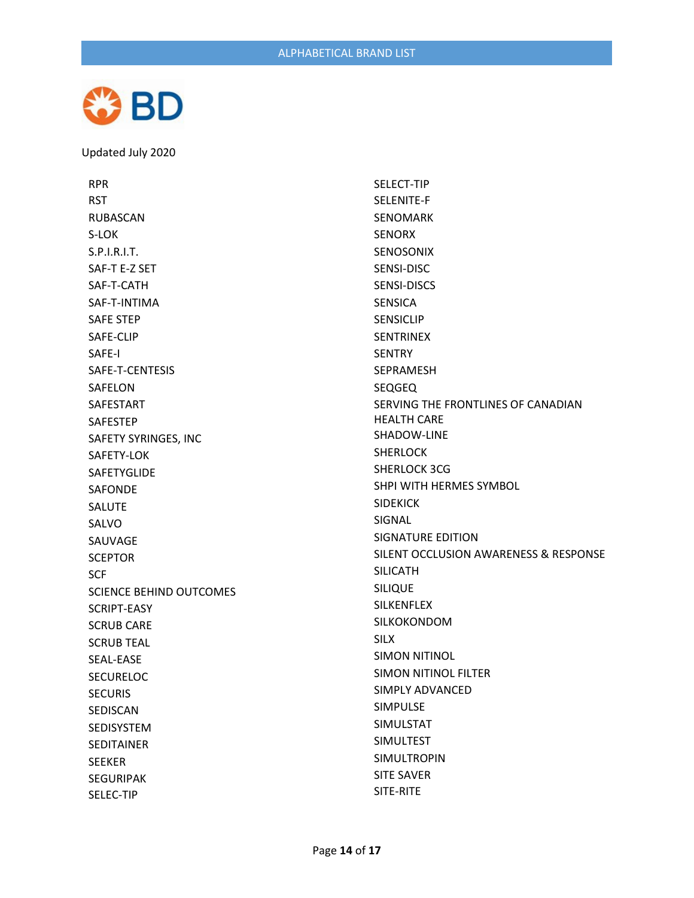Updated July 2020

RPR
RST
RUBASCAN
S-LOK
S.P.I.R.I.T.
SAF-T E-Z SET
SAF-T-CATH
SAF-T-INTIMA
SAFE STEP
SAFE-CLIP
SAFE-I
SAFE-T-CENTESIS
SAFELON
SAFESTART
SAFESTEP
SAFETY SYRINGES, INC
SAFETY-LOK
SAFETYGLIDE
SAFONDE
SALUTE
SALVO
SAUVAGE
SCEPTOR
SCF
SCIENCE BEHIND OUTCOMES
SCRIPT-EASY
SCRUB CARE
SCRUB TEAL
SEAL-EASE
SECURELOC
SECURIS
SEDISCAN
SEDISYSTEM
SEDITAINER
SEEKER
SEGURIPAK
SELEC-TIP
SELECT-TIP
SELENITE-F
SENOMARK
SENORX
SENOSONIX
SENSI-DISC
SENSI-DISCS
SENSICA
SENSICLIP
SENTRINEX
SENTRY
SEPRAMESH
SEQGEQ
SERVING THE FRONTLINES OF CANADIAN HEALTH CARE
SHADOW-LINE
SHERLOCK
SHERLOCK 3CG
SHPI WITH HERMES SYMBOL
SIDEKICK
SIGNAL
SIGNATURE EDITION
SILENT OCCLUSION AWARENESS & RESPONSE
SILICATH
SILIQUE
SILKENFLEX
SILKOKONDOM
SILX
SIMON NITINOL
SIMON NITINOL FILTER
SIMPLY ADVANCED
SIMPULSE
SIMULSTAT
SIMULTEST
SIMULTROPIN
SITE SAVER
SITE-RITE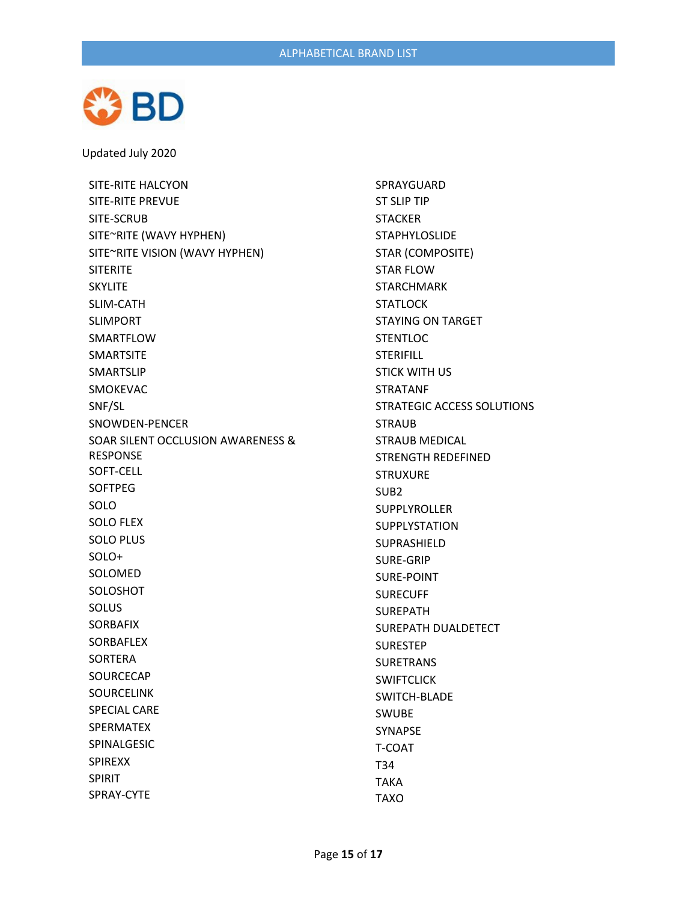Updated July 2020

SITE-RITE HALCYON
SITE-RITE PREVUE
SITE-SCRUB
SITE~RITE (WAVY HYPHEN)
SITE~RITE VISION (WAVY HYPHEN)
SITERITE
SKYLITE
SLIM-CATH
SLIMPORT
SMARTFLOW
SMARTSITE
SMARTSLIP
SMOKEVAC
SNF/SL
SNOWDEN-PENCER
SOAR SILENT OCCLUSION AWARENESS & RESPONSE
SOFT-CELL
SOFTPEG
SOLO
SOLO FLEX
SOLO PLUS
SOLO+
SOLOMED
SOLOSHOT
SOLUS
SORBAFIX
SORBAFLEX
SORTERA
SOURCECAP
SOURCELINK
SPECIAL CARE
SPERMATEX
SPINALGESIC
SPIREXX
SPIRIT
SPRAY-CYTE
SPRAYGUARD
ST SLIP TIP
STACKER
STAPHYLOSLIDE
STAR (COMPOSITE)
STAR FLOW
STARCHMARK
STATLOCK
STAYING ON TARGET
STENTLOC
STERIFILL
STICK WITH US
STRATANF
STRATEGIC ACCESS SOLUTIONS
STRAUB
STRAUB MEDICAL
STRENGTH REDEFINED
STRUXURE
SUB2
SUPPLYROLLER
SUPPLYSTATION
SUPRASHIELD
SURE-GRIP
SURE-POINT
SURECUFF
SUREPATH
SUREPATH DUALDETECT
SURESTEP
SURETRANS
SWIFTCLICK
SWITCH-BLADE
SWUBE
SYNAPSE
T-COAT
T34
TAKA
TAXO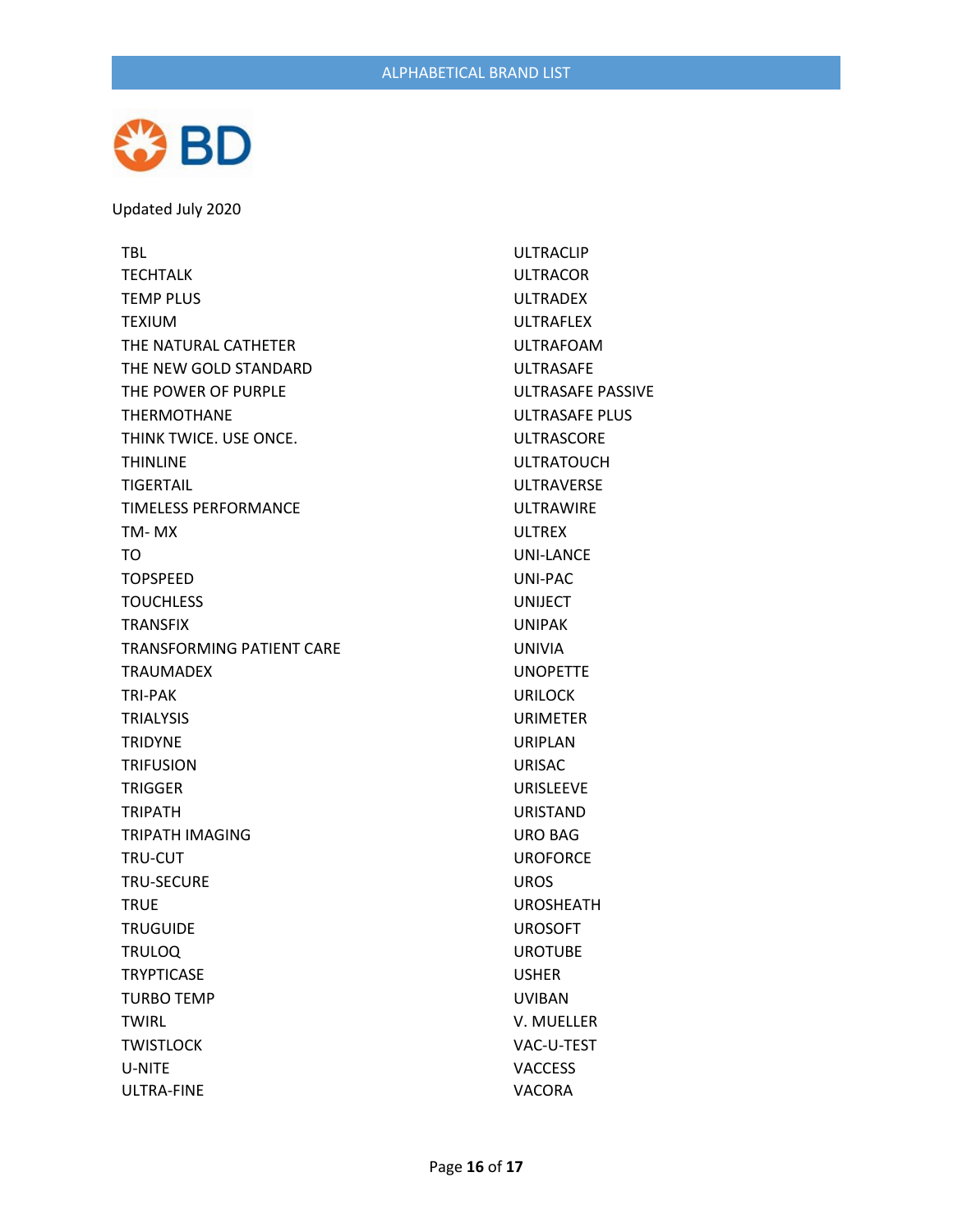Updated July 2020

TBL
TECHTALK
TEMP PLUS
TEXIUM
THE NATURAL CATHETER
THE NEW GOLD STANDARD
THE POWER OF PURPLE
THERMOTHANE
THINK TWICE. USE ONCE.
THINLINE
TIGERTAIL
TIMELESS PERFORMANCE
TM- MX
TO
TOPSPEED
TOUCHLESS
TRANSFIX
TRANSFORMING PATIENT CARE
TRAUMADEX
TRI-PAK
TRIALYSIS
TRIDYNE
TRIFUSION
TRIGGER
TRIPATH
TRIPATH IMAGING
TRU-CUT
TRU-SECURE
TRUE
TRUGUIDE
TRULOQ
TRYPTICASE
TURBO TEMP
TWIRL
TWISTLOCK
U-NITE
ULTRA-FINE
ULTRACLIP
ULTRACOR
ULTRADEX
ULTRAFLEX
ULTRAFOAM
ULTRASAFE
ULTRASAFE PASSIVE
ULTRASAFE PLUS
ULTRASCORE
ULTRATOUCH
ULTRAVERSE
ULTRAWIRE
ULTREX
UNI-LANCE
UNI-PAC
UNIJECT
UNIPAK
UNIVIA
UNOPETTE
URILOCK
URIMETER
URIPLAN
URISAC
URISLEEVE
URISTAND
URO BAG
UROFORCE
UROS
UROSHEATH
UROSOFT
UROTUBE
USHER
UVIBAN
V. MUELLER
VAC-U-TEST
VACCESS
VACORA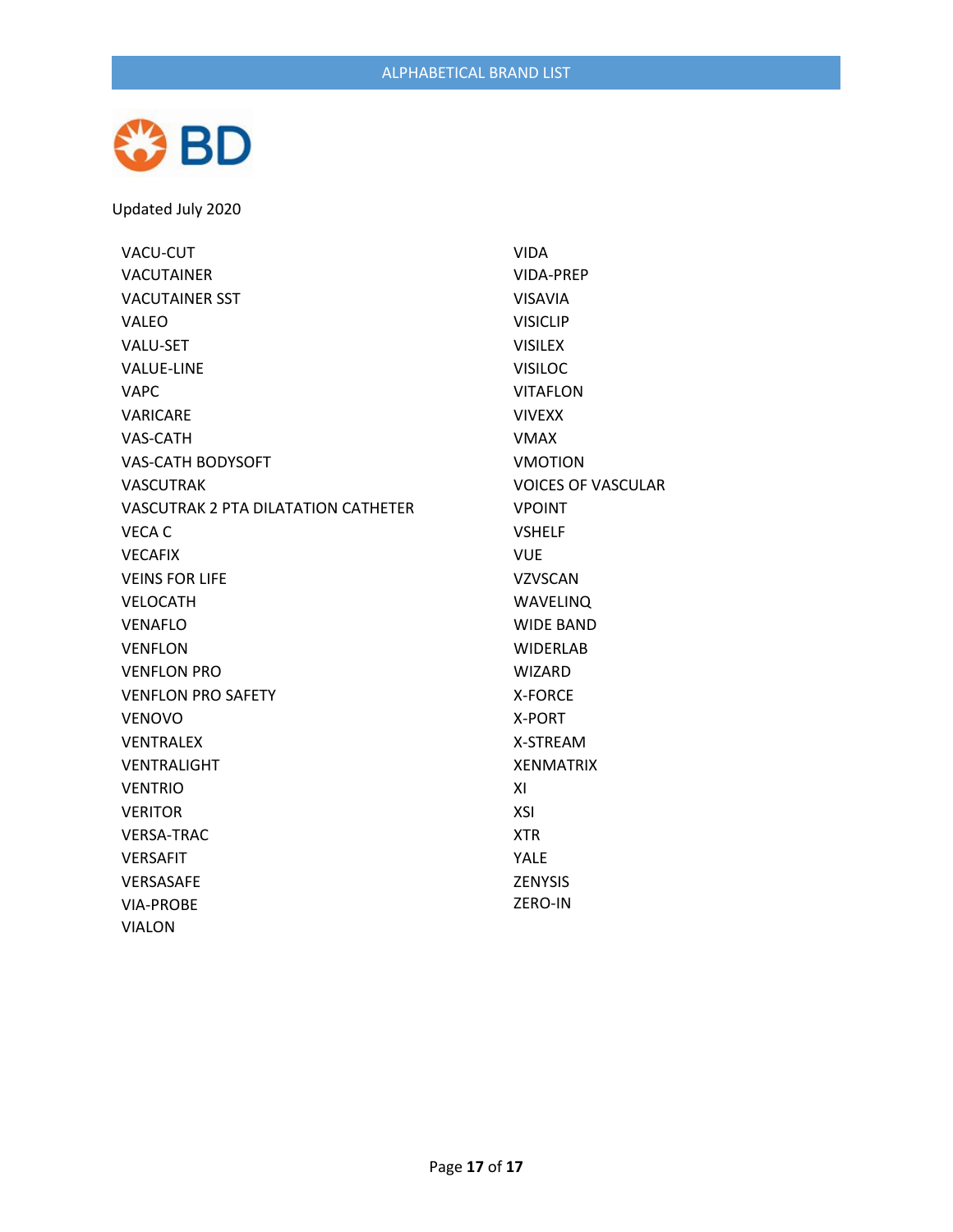Updated July 2020

VACU-CUT
VACUTAINER
VACUTAINER SST
VALEO
VALU-SET
VALUE-LINE
VAPC
VARICARE
VAS-CATH
VAS-CATH BODYSOFT
VASCUTRAK
VASCUTRAK 2 PTA DILATATION CATHETER
VECA C
VECAFIX
VEINS FOR LIFE
VELOCATH
VENAFLO
VENFLON
VENFLON PRO
VENFLON PRO SAFETY
VENOVO
VENTRALEX
VENTRALIGHT
VENTRIO
VERITOR
VERSA-TRAC
VERSAFIT
VERSASAFE
VIA-PROBE
VIALON
VIDA
VIDA-PREP
VISAVIA
VISICLIP
VISILEX
VISILOC
VITAFLON
VIVEXX
VMAX
VMOTION
VOICES OF VASCULAR
VPOINT
VSHELF
VUE
VZVSCAN
WAVELINQ
WIDE BAND
WIDERLAB
WIZARD
X-FORCE
X-PORT
X-STREAM
XENMATRIX
XI
XSI
XTR
YALE
ZENYSIS
ZERO-IN